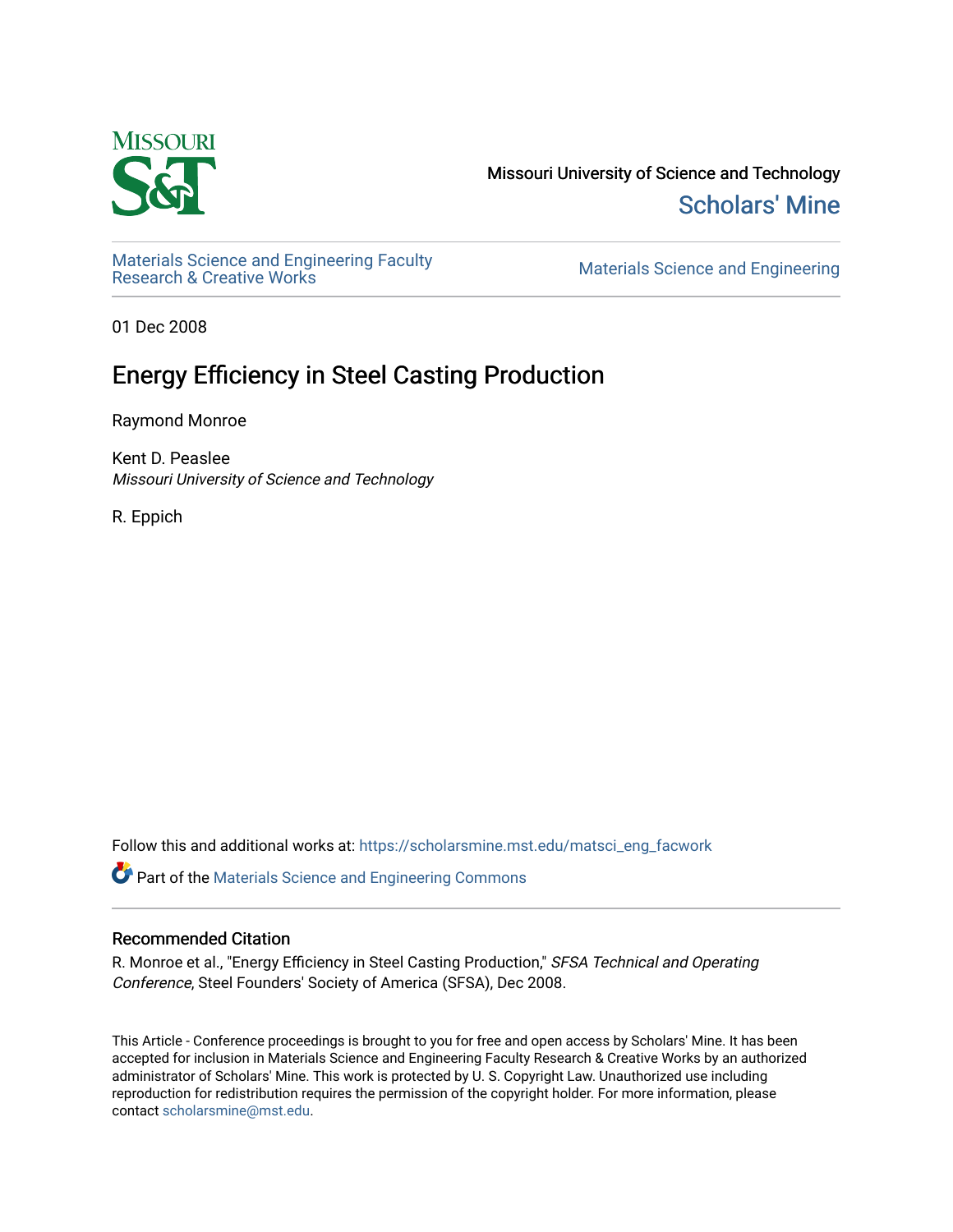Missouri University of Science and Technology

Scholars' Mine

Materials Science and Engineering Faculty Research & Creative Works

Materials Science and Engineering

01 Dec 2008

# Energy Efficiency in Steel Casting Production

Raymond Monroe

Kent D. Peaslee
*Missouri University of Science and Technology*

R. Eppich

Follow this and additional works at: https://scholarsmine.mst.edu/matsci_eng_facwork

Part of the Materials Science and Engineering Commons

## Recommended Citation

R. Monroe et al., "Energy Efficiency in Steel Casting Production," *SFSA Technical and Operating Conference*, Steel Founders' Society of America (SFSA), Dec 2008.

This Article - Conference proceedings is brought to you for free and open access by Scholars' Mine. It has been accepted for inclusion in Materials Science and Engineering Faculty Research & Creative Works by an authorized administrator of Scholars' Mine. This work is protected by U. S. Copyright Law. Unauthorized use including reproduction for redistribution requires the permission of the copyright holder. For more information, please contact scholarsmine@mst.edu.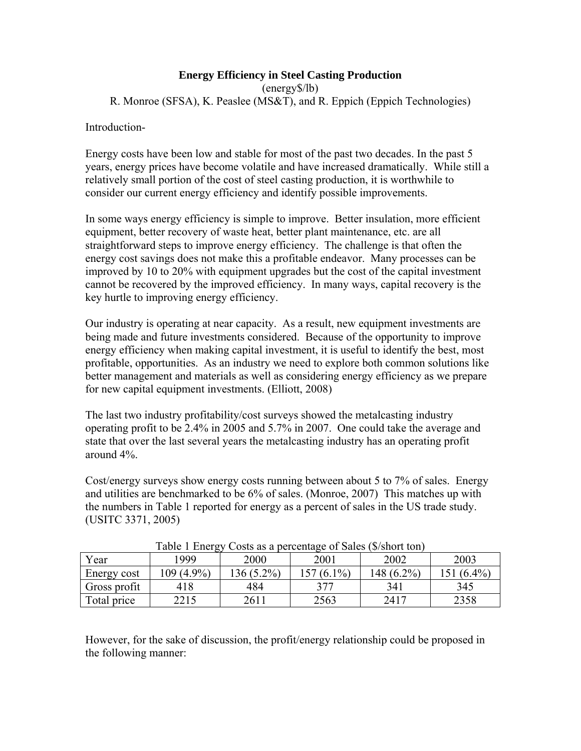# Energy Efficiency in Steel Casting Production

(energy$/lb)

R. Monroe (SFSA), K. Peaslee (MS&T), and R. Eppich (Eppich Technologies)

Introduction-

Energy costs have been low and stable for most of the past two decades. In the past 5 years, energy prices have become volatile and have increased dramatically. While still a relatively small portion of the cost of steel casting production, it is worthwhile to consider our current energy efficiency and identify possible improvements.

In some ways energy efficiency is simple to improve. Better insulation, more efficient equipment, better recovery of waste heat, better plant maintenance, etc. are all straightforward steps to improve energy efficiency. The challenge is that often the energy cost savings does not make this a profitable endeavor. Many processes can be improved by 10 to 20% with equipment upgrades but the cost of the capital investment cannot be recovered by the improved efficiency. In many ways, capital recovery is the key hurtle to improving energy efficiency.

Our industry is operating at near capacity. As a result, new equipment investments are being made and future investments considered. Because of the opportunity to improve energy efficiency when making capital investment, it is useful to identify the best, most profitable, opportunities. As an industry we need to explore both common solutions like better management and materials as well as considering energy efficiency as we prepare for new capital equipment investments. (Elliott, 2008)

The last two industry profitability/cost surveys showed the metalcasting industry operating profit to be 2.4% in 2005 and 5.7% in 2007. One could take the average and state that over the last several years the metalcasting industry has an operating profit around 4%.

Cost/energy surveys show energy costs running between about 5 to 7% of sales. Energy and utilities are benchmarked to be 6% of sales. (Monroe, 2007) This matches up with the numbers in Table 1 reported for energy as a percent of sales in the US trade study. (USITC 3371, 2005)

Table 1 Energy Costs as a percentage of Sales ($/short ton)

| Year | 1999 | 2000 | 2001 | 2002 | 2003 |
|---|---|---|---|---|---|
| Energy cost | 109 (4.9%) | 136 (5.2%) | 157 (6.1%) | 148 (6.2%) | 151 (6.4%) |
| Gross profit | 418 | 484 | 377 | 341 | 345 |
| Total price | 2215 | 2611 | 2563 | 2417 | 2358 |

However, for the sake of discussion, the profit/energy relationship could be proposed in the following manner: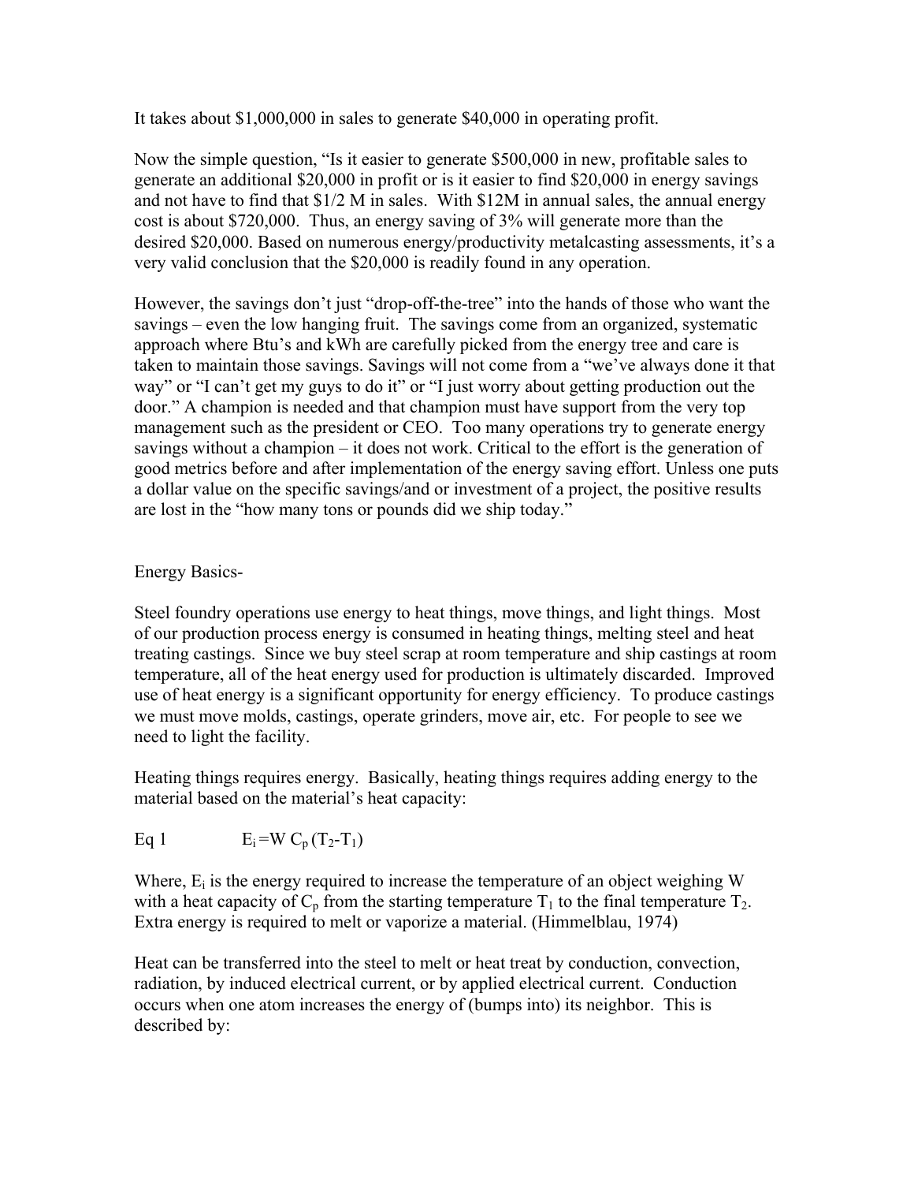It takes about $1,000,000 in sales to generate $40,000 in operating profit.

Now the simple question, "Is it easier to generate $500,000 in new, profitable sales to generate an additional $20,000 in profit or is it easier to find $20,000 in energy savings and not have to find that $1/2 M in sales. With $12M in annual sales, the annual energy cost is about $720,000. Thus, an energy saving of 3% will generate more than the desired $20,000. Based on numerous energy/productivity metalcasting assessments, it's a very valid conclusion that the $20,000 is readily found in any operation.

However, the savings don't just "drop-off-the-tree" into the hands of those who want the savings – even the low hanging fruit. The savings come from an organized, systematic approach where Btu's and kWh are carefully picked from the energy tree and care is taken to maintain those savings. Savings will not come from a "we've always done it that way" or "I can't get my guys to do it" or "I just worry about getting production out the door." A champion is needed and that champion must have support from the very top management such as the president or CEO. Too many operations try to generate energy savings without a champion – it does not work. Critical to the effort is the generation of good metrics before and after implementation of the energy saving effort. Unless one puts a dollar value on the specific savings/and or investment of a project, the positive results are lost in the "how many tons or pounds did we ship today."

Energy Basics-

Steel foundry operations use energy to heat things, move things, and light things. Most of our production process energy is consumed in heating things, melting steel and heat treating castings. Since we buy steel scrap at room temperature and ship castings at room temperature, all of the heat energy used for production is ultimately discarded. Improved use of heat energy is a significant opportunity for energy efficiency. To produce castings we must move molds, castings, operate grinders, move air, etc. For people to see we need to light the facility.

Heating things requires energy. Basically, heating things requires adding energy to the material based on the material's heat capacity:

Eq 1 $$E_i = W\, C_p\, (T_2 - T_1)$$

Where, $E_i$ is the energy required to increase the temperature of an object weighing W with a heat capacity of $C_p$ from the starting temperature $T_1$ to the final temperature $T_2$. Extra energy is required to melt or vaporize a material. (Himmelblau, 1974)

Heat can be transferred into the steel to melt or heat treat by conduction, convection, radiation, by induced electrical current, or by applied electrical current. Conduction occurs when one atom increases the energy of (bumps into) its neighbor. This is described by: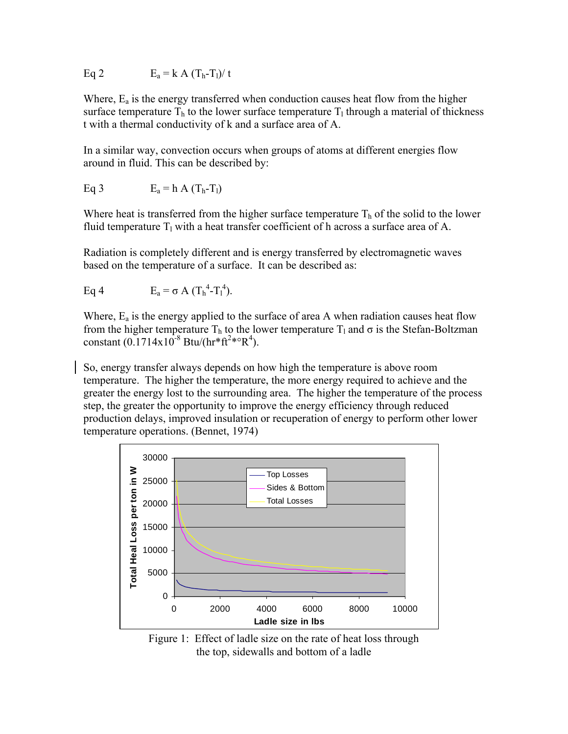Eq 2 $$E_a = k\,A\,(T_h - T_l)/\,t$$

Where, $E_a$ is the energy transferred when conduction causes heat flow from the higher surface temperature $T_h$ to the lower surface temperature $T_l$ through a material of thickness t with a thermal conductivity of k and a surface area of A.

In a similar way, convection occurs when groups of atoms at different energies flow around in fluid. This can be described by:

Eq 3 $$E_a = h\,A\,(T_h - T_l)$$

Where heat is transferred from the higher surface temperature $T_h$ of the solid to the lower fluid temperature $T_l$ with a heat transfer coefficient of h across a surface area of A.

Radiation is completely different and is energy transferred by electromagnetic waves based on the temperature of a surface. It can be described as:

Eq 4 $$E_a = \sigma\,A\,(T_h^4 - T_l^4).$$

Where, $E_a$ is the energy applied to the surface of area A when radiation causes heat flow from the higher temperature $T_h$ to the lower temperature $T_l$ and σ is the Stefan-Boltzman constant ($0.1714 \times 10^{-8}$ Btu/(hr*ft$^2$*°R$^4$).

So, energy transfer always depends on how high the temperature is above room temperature. The higher the temperature, the more energy required to achieve and the greater the energy lost to the surrounding area. The higher the temperature of the process step, the greater the opportunity to improve the energy efficiency through reduced production delays, improved insulation or recuperation of energy to perform other lower temperature operations. (Bennet, 1974)

Figure 1: Effect of ladle size on the rate of heat loss through the top, sidewalls and bottom of a ladle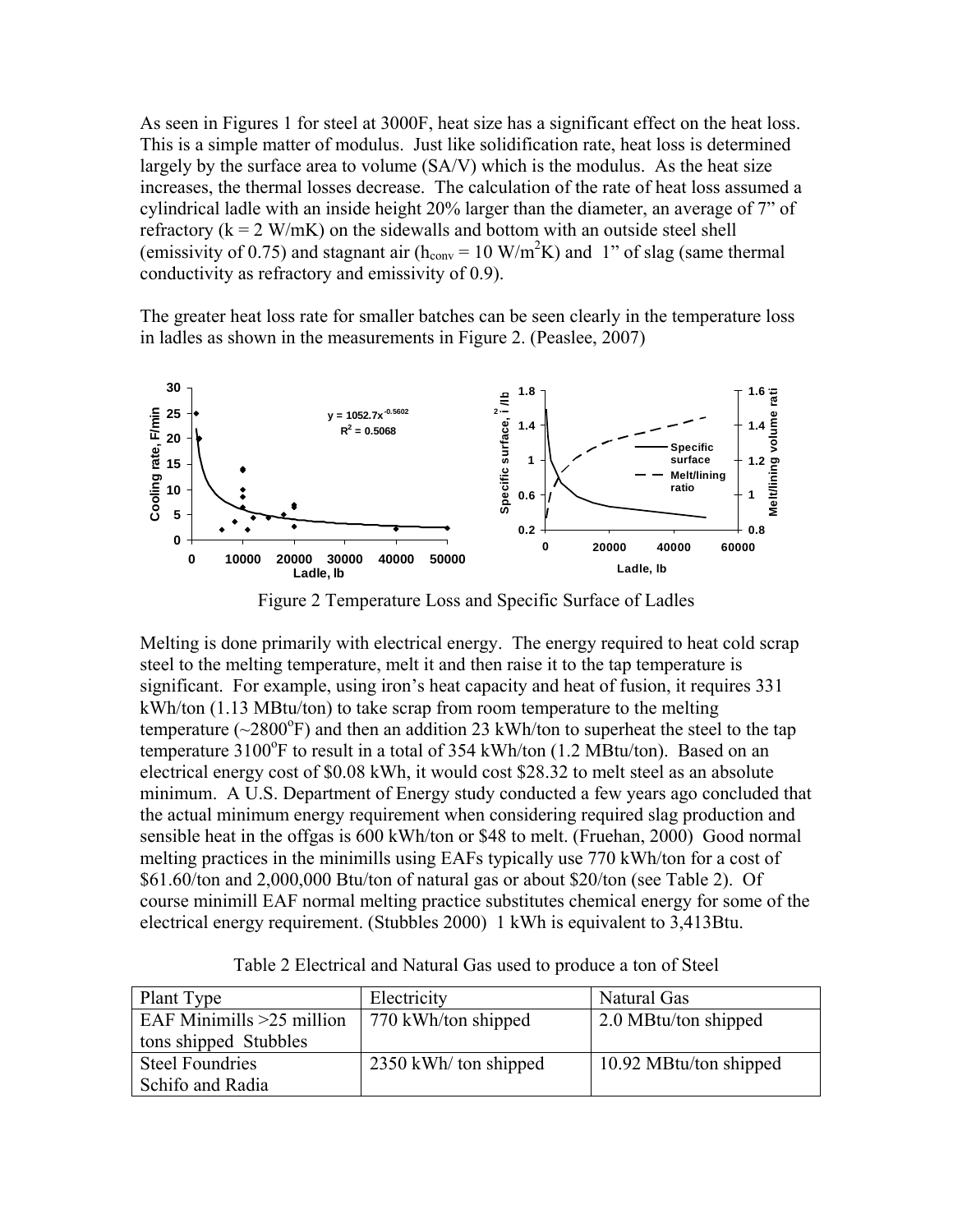As seen in Figures 1 for steel at 3000F, heat size has a significant effect on the heat loss. This is a simple matter of modulus. Just like solidification rate, heat loss is determined largely by the surface area to volume (SA/V) which is the modulus. As the heat size increases, the thermal losses decrease. The calculation of the rate of heat loss assumed a cylindrical ladle with an inside height 20% larger than the diameter, an average of 7" of refractory (k = 2 W/mK) on the sidewalls and bottom with an outside steel shell (emissivity of 0.75) and stagnant air ($h_{conv}$ = 10 W/$m^2$K) and 1" of slag (same thermal conductivity as refractory and emissivity of 0.9).

The greater heat loss rate for smaller batches can be seen clearly in the temperature loss in ladles as shown in the measurements in Figure 2. (Peaslee, 2007)

Figure 2 Temperature Loss and Specific Surface of Ladles

Melting is done primarily with electrical energy. The energy required to heat cold scrap steel to the melting temperature, melt it and then raise it to the tap temperature is significant. For example, using iron's heat capacity and heat of fusion, it requires 331 kWh/ton (1.13 MBtu/ton) to take scrap from room temperature to the melting temperature (~2800°F) and then an addition 23 kWh/ton to superheat the steel to the tap temperature 3100°F to result in a total of 354 kWh/ton (1.2 MBtu/ton). Based on an electrical energy cost of $0.08 kWh, it would cost $28.32 to melt steel as an absolute minimum. A U.S. Department of Energy study conducted a few years ago concluded that the actual minimum energy requirement when considering required slag production and sensible heat in the offgas is 600 kWh/ton or $48 to melt. (Fruehan, 2000) Good normal melting practices in the minimills using EAFs typically use 770 kWh/ton for a cost of $61.60/ton and 2,000,000 Btu/ton of natural gas or about $20/ton (see Table 2). Of course minimill EAF normal melting practice substitutes chemical energy for some of the electrical energy requirement. (Stubbles 2000) 1 kWh is equivalent to 3,413Btu.

Table 2 Electrical and Natural Gas used to produce a ton of Steel

| Plant Type | Electricity | Natural Gas |
|---|---|---|
| EAF Minimills >25 million tons shipped Stubbles | 770 kWh/ton shipped | 2.0 MBtu/ton shipped |
| Steel Foundries Schifo and Radia | 2350 kWh/ ton shipped | 10.92 MBtu/ton shipped |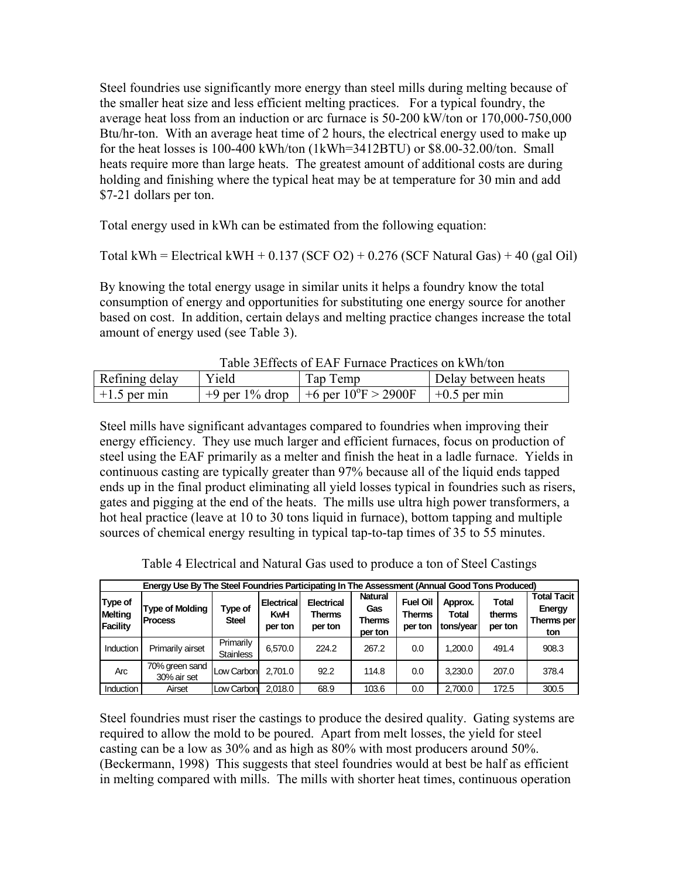Steel foundries use significantly more energy than steel mills during melting because of the smaller heat size and less efficient melting practices. For a typical foundry, the average heat loss from an induction or arc furnace is 50-200 kW/ton or 170,000-750,000 Btu/hr-ton. With an average heat time of 2 hours, the electrical energy used to make up for the heat losses is 100-400 kWh/ton (1kWh=3412BTU) or $8.00-32.00/ton. Small heats require more than large heats. The greatest amount of additional costs are during holding and finishing where the typical heat may be at temperature for 30 min and add $7-21 dollars per ton.

Total energy used in kWh can be estimated from the following equation:

Total kWh = Electrical kWH + 0.137 (SCF $O_2$) + 0.276 (SCF Natural Gas) + 40 (gal Oil)

By knowing the total energy usage in similar units it helps a foundry know the total consumption of energy and opportunities for substituting one energy source for another based on cost. In addition, certain delays and melting practice changes increase the total amount of energy used (see Table 3).

Table 3Effects of EAF Furnace Practices on kWh/ton

| Refining delay | Yield | Tap Temp | Delay between heats |
|---|---|---|---|
| +1.5 per min | +9 per 1% drop | +6 per $10^{o}$F > 2900F | +0.5 per min |

Steel mills have significant advantages compared to foundries when improving their energy efficiency. They use much larger and efficient furnaces, focus on production of steel using the EAF primarily as a melter and finish the heat in a ladle furnace. Yields in continuous casting are typically greater than 97% because all of the liquid ends tapped ends up in the final product eliminating all yield losses typical in foundries such as risers, gates and pigging at the end of the heats. The mills use ultra high power transformers, a hot heal practice (leave at 10 to 30 tons liquid in furnace), bottom tapping and multiple sources of chemical energy resulting in typical tap-to-tap times of 35 to 55 minutes.

Table 4 Electrical and Natural Gas used to produce a ton of Steel Castings

| Energy Use By The Steel Foundries Participating In The Assessment (Annual Good Tons Produced) | | | | | | | | | |
|---|---|---|---|---|---|---|---|---|---|
| Type of Melting Facility | Type of Molding Process | Type of Steel | Electrical KwH per ton | Electrical Therms per ton | Natural Gas Therms per ton | Fuel Oil Therms per ton | Approx. Total tons/year | Total therms per ton | Total Tacit Energy Therms per ton |
| Induction | Primarily airset | Primarily Stainless | 6,570.0 | 224.2 | 267.2 | 0.0 | 1,200.0 | 491.4 | 908.3 |
| Arc | 70% green sand 30% air set | Low Carbon | 2,701.0 | 92.2 | 114.8 | 0.0 | 3,230.0 | 207.0 | 378.4 |
| Induction | Airset | Low Carbon | 2,018.0 | 68.9 | 103.6 | 0.0 | 2,700.0 | 172.5 | 300.5 |

Steel foundries must riser the castings to produce the desired quality. Gating systems are required to allow the mold to be poured. Apart from melt losses, the yield for steel casting can be a low as 30% and as high as 80% with most producers around 50%. (Beckermann, 1998) This suggests that steel foundries would at best be half as efficient in melting compared with mills. The mills with shorter heat times, continuous operation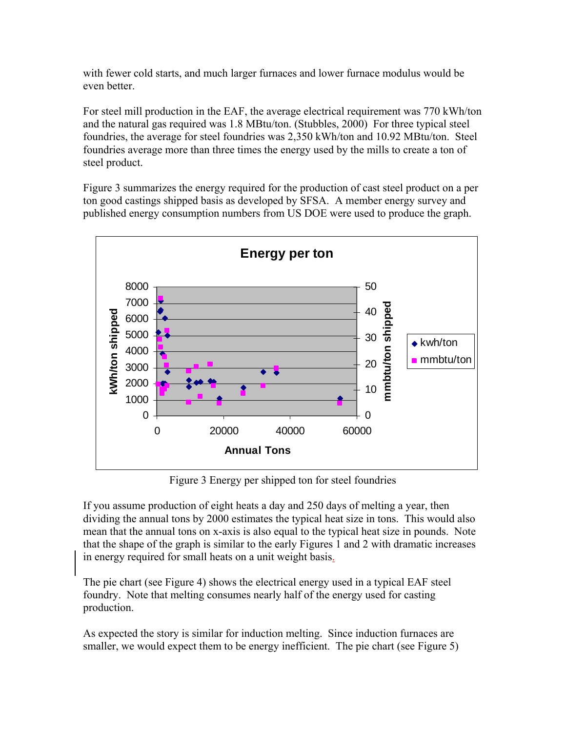with fewer cold starts, and much larger furnaces and lower furnace modulus would be even better.

For steel mill production in the EAF, the average electrical requirement was 770 kWh/ton and the natural gas required was 1.8 MBtu/ton. (Stubbles, 2000) For three typical steel foundries, the average for steel foundries was 2,350 kWh/ton and 10.92 MBtu/ton. Steel foundries average more than three times the energy used by the mills to create a ton of steel product.

Figure 3 summarizes the energy required for the production of cast steel product on a per ton good castings shipped basis as developed by SFSA. A member energy survey and published energy consumption numbers from US DOE were used to produce the graph.

Figure 3 Energy per shipped ton for steel foundries

If you assume production of eight heats a day and 250 days of melting a year, then dividing the annual tons by 2000 estimates the typical heat size in tons. This would also mean that the annual tons on x-axis is also equal to the typical heat size in pounds. Note that the shape of the graph is similar to the early Figures 1 and 2 with dramatic increases in energy required for small heats on a unit weight basis.

The pie chart (see Figure 4) shows the electrical energy used in a typical EAF steel foundry. Note that melting consumes nearly half of the energy used for casting production.

As expected the story is similar for induction melting. Since induction furnaces are smaller, we would expect them to be energy inefficient. The pie chart (see Figure 5)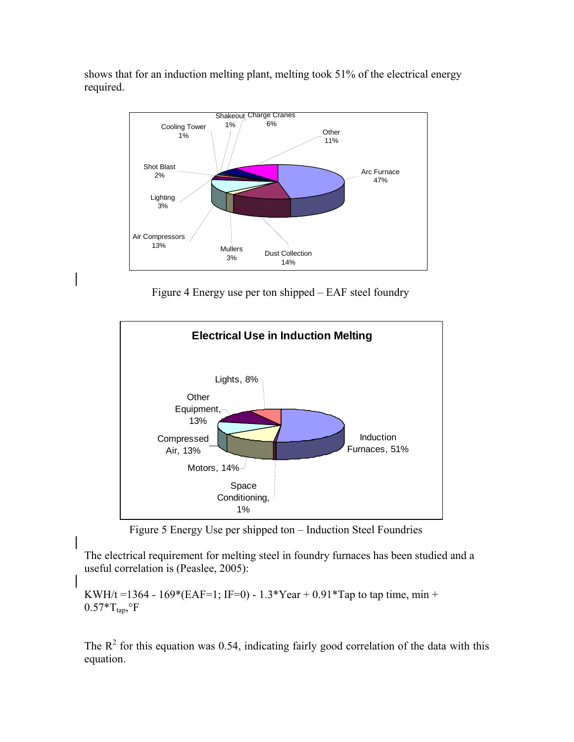shows that for an induction melting plant, melting took 51% of the electrical energy required.

Figure 4 Energy use per ton shipped – EAF steel foundry

Figure 5 Energy Use per shipped ton – Induction Steel Foundries

The electrical requirement for melting steel in foundry furnaces has been studied and a useful correlation is (Peaslee, 2005):

$$KWH/t = 1364 - 169*(EAF=1;\ IF=0) - 1.3*Year + 0.91*\text{Tap to tap time, min} + 0.57*T_{tap},{}^{\circ}F$$

The $R^2$ for this equation was 0.54, indicating fairly good correlation of the data with this equation.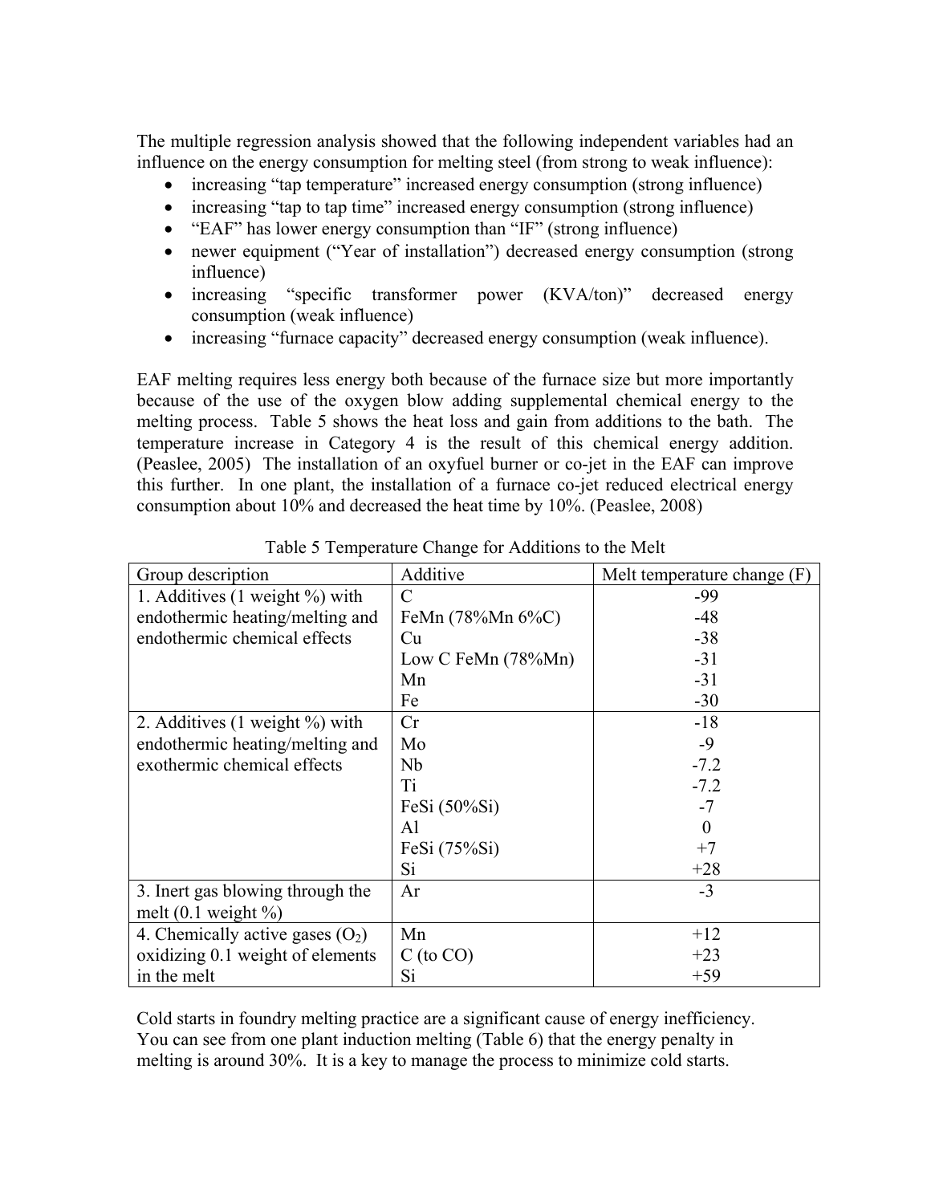The multiple regression analysis showed that the following independent variables had an influence on the energy consumption for melting steel (from strong to weak influence):

- increasing "tap temperature" increased energy consumption (strong influence)
- increasing "tap to tap time" increased energy consumption (strong influence)
- "EAF" has lower energy consumption than "IF" (strong influence)
- newer equipment ("Year of installation") decreased energy consumption (strong influence)
- increasing "specific transformer power (KVA/ton)" decreased energy consumption (weak influence)
- increasing "furnace capacity" decreased energy consumption (weak influence).

EAF melting requires less energy both because of the furnace size but more importantly because of the use of the oxygen blow adding supplemental chemical energy to the melting process. Table 5 shows the heat loss and gain from additions to the bath. The temperature increase in Category 4 is the result of this chemical energy addition. (Peaslee, 2005) The installation of an oxyfuel burner or co-jet in the EAF can improve this further. In one plant, the installation of a furnace co-jet reduced electrical energy consumption about 10% and decreased the heat time by 10%. (Peaslee, 2008)

Table 5 Temperature Change for Additions to the Melt

| Group description | Additive | Melt temperature change (F) |
|---|---|---|
| 1. Additives (1 weight %) with endothermic heating/melting and endothermic chemical effects | C | -99 |
| | FeMn (78%Mn 6%C) | -48 |
| | Cu | -38 |
| | Low C FeMn (78%Mn) | -31 |
| | Mn | -31 |
| | Fe | -30 |
| 2. Additives (1 weight %) with endothermic heating/melting and exothermic chemical effects | Cr | -18 |
| | Mo | -9 |
| | Nb | -7.2 |
| | Ti | -7.2 |
| | FeSi (50%Si) | -7 |
| | Al | 0 |
| | FeSi (75%Si) | +7 |
| | Si | +28 |
| 3. Inert gas blowing through the melt (0.1 weight %) | Ar | -3 |
| 4. Chemically active gases ($O_2$) oxidizing 0.1 weight of elements in the melt | Mn | +12 |
| | C (to CO) | +23 |
| | Si | +59 |

Cold starts in foundry melting practice are a significant cause of energy inefficiency. You can see from one plant induction melting (Table 6) that the energy penalty in melting is around 30%. It is a key to manage the process to minimize cold starts.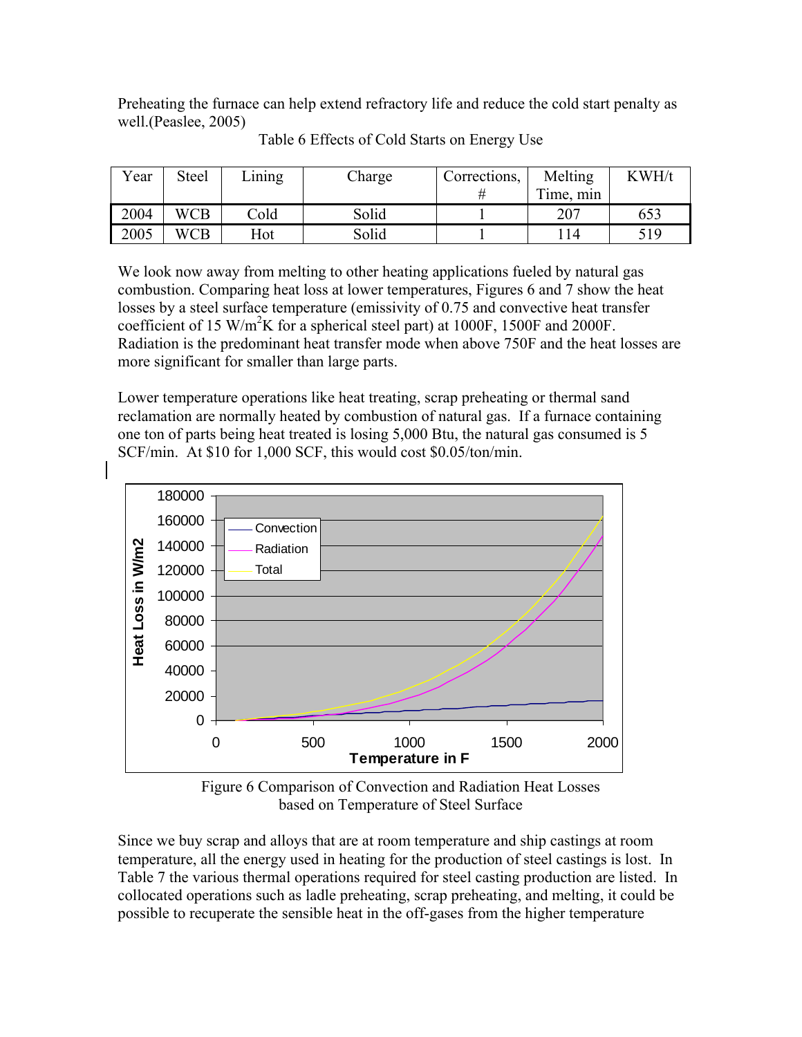Preheating the furnace can help extend refractory life and reduce the cold start penalty as well.(Peaslee, 2005)

Table 6 Effects of Cold Starts on Energy Use

| Year | Steel | Lining | Charge | Corrections, # | Melting Time, min | KWH/t |
|---|---|---|---|---|---|---|
| 2004 | WCB | Cold | Solid | 1 | 207 | 653 |
| 2005 | WCB | Hot | Solid | 1 | 114 | 519 |

We look now away from melting to other heating applications fueled by natural gas combustion. Comparing heat loss at lower temperatures, Figures 6 and 7 show the heat losses by a steel surface temperature (emissivity of 0.75 and convective heat transfer coefficient of 15 $W/m^2K$ for a spherical steel part) at 1000F, 1500F and 2000F. Radiation is the predominant heat transfer mode when above 750F and the heat losses are more significant for smaller than large parts.

Lower temperature operations like heat treating, scrap preheating or thermal sand reclamation are normally heated by combustion of natural gas. If a furnace containing one ton of parts being heat treated is losing 5,000 Btu, the natural gas consumed is 5 SCF/min. At $10 for 1,000 SCF, this would cost $0.05/ton/min.

Figure 6 Comparison of Convection and Radiation Heat Losses based on Temperature of Steel Surface

Since we buy scrap and alloys that are at room temperature and ship castings at room temperature, all the energy used in heating for the production of steel castings is lost. In Table 7 the various thermal operations required for steel casting production are listed. In collocated operations such as ladle preheating, scrap preheating, and melting, it could be possible to recuperate the sensible heat in the off-gases from the higher temperature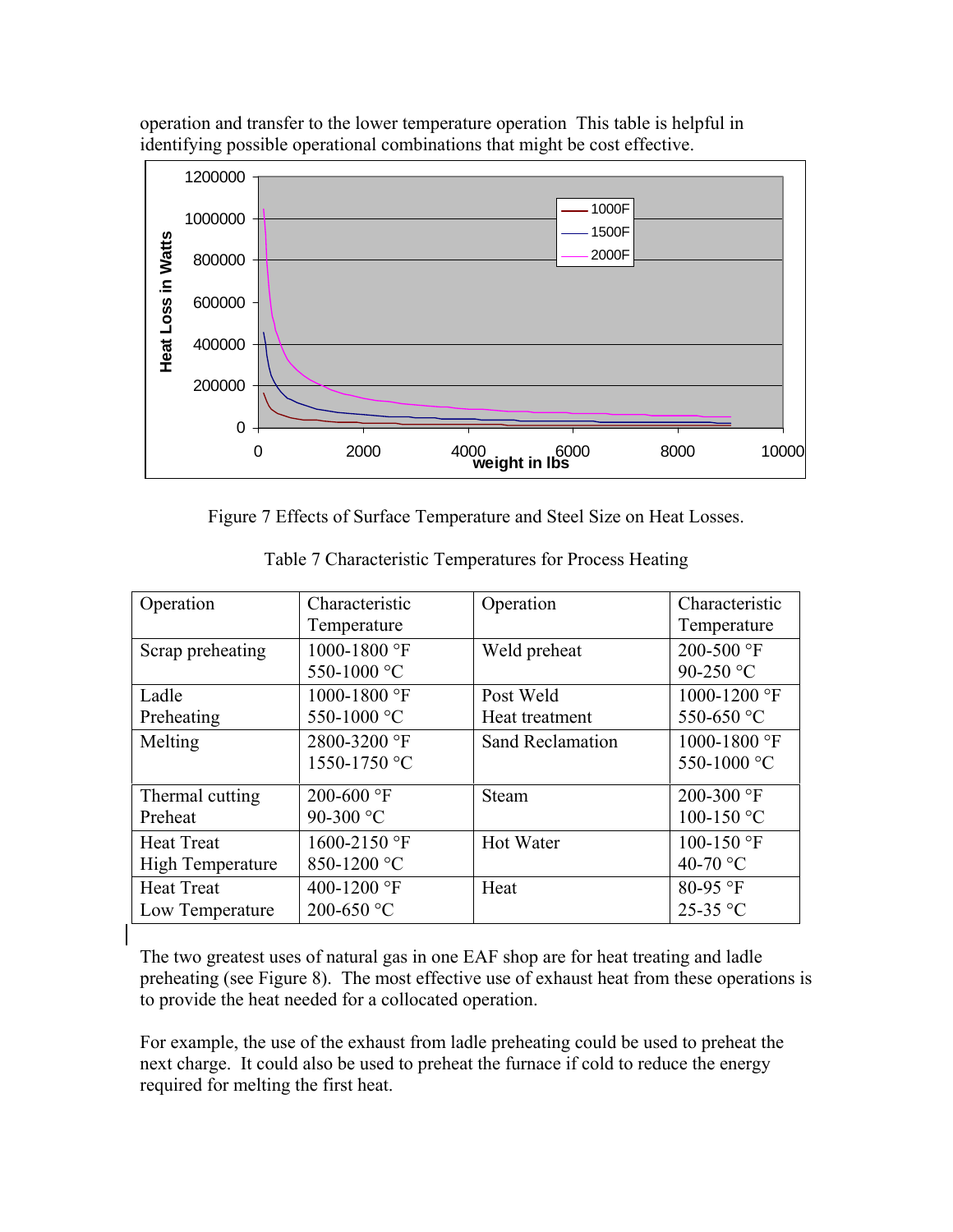operation and transfer to the lower temperature operation  This table is helpful in identifying possible operational combinations that might be cost effective.

Figure 7 Effects of Surface Temperature and Steel Size on Heat Losses.

Table 7 Characteristic Temperatures for Process Heating

| Operation | Characteristic Temperature | Operation | Characteristic Temperature |
|---|---|---|---|
| Scrap preheating | 1000-1800 °F<br>550-1000 °C | Weld preheat | 200-500 °F<br>90-250 °C |
| Ladle Preheating | 1000-1800 °F<br>550-1000 °C | Post Weld Heat treatment | 1000-1200 °F<br>550-650 °C |
| Melting | 2800-3200 °F<br>1550-1750 °C | Sand Reclamation | 1000-1800 °F<br>550-1000 °C |
| Thermal cutting Preheat | 200-600 °F<br>90-300 °C | Steam | 200-300 °F<br>100-150 °C |
| Heat Treat High Temperature | 1600-2150 °F<br>850-1200 °C | Hot Water | 100-150 °F<br>40-70 °C |
| Heat Treat Low Temperature | 400-1200 °F<br>200-650 °C | Heat | 80-95 °F<br>25-35 °C |

The two greatest uses of natural gas in one EAF shop are for heat treating and ladle preheating (see Figure 8).  The most effective use of exhaust heat from these operations is to provide the heat needed for a collocated operation.

For example, the use of the exhaust from ladle preheating could be used to preheat the next charge.  It could also be used to preheat the furnace if cold to reduce the energy required for melting the first heat.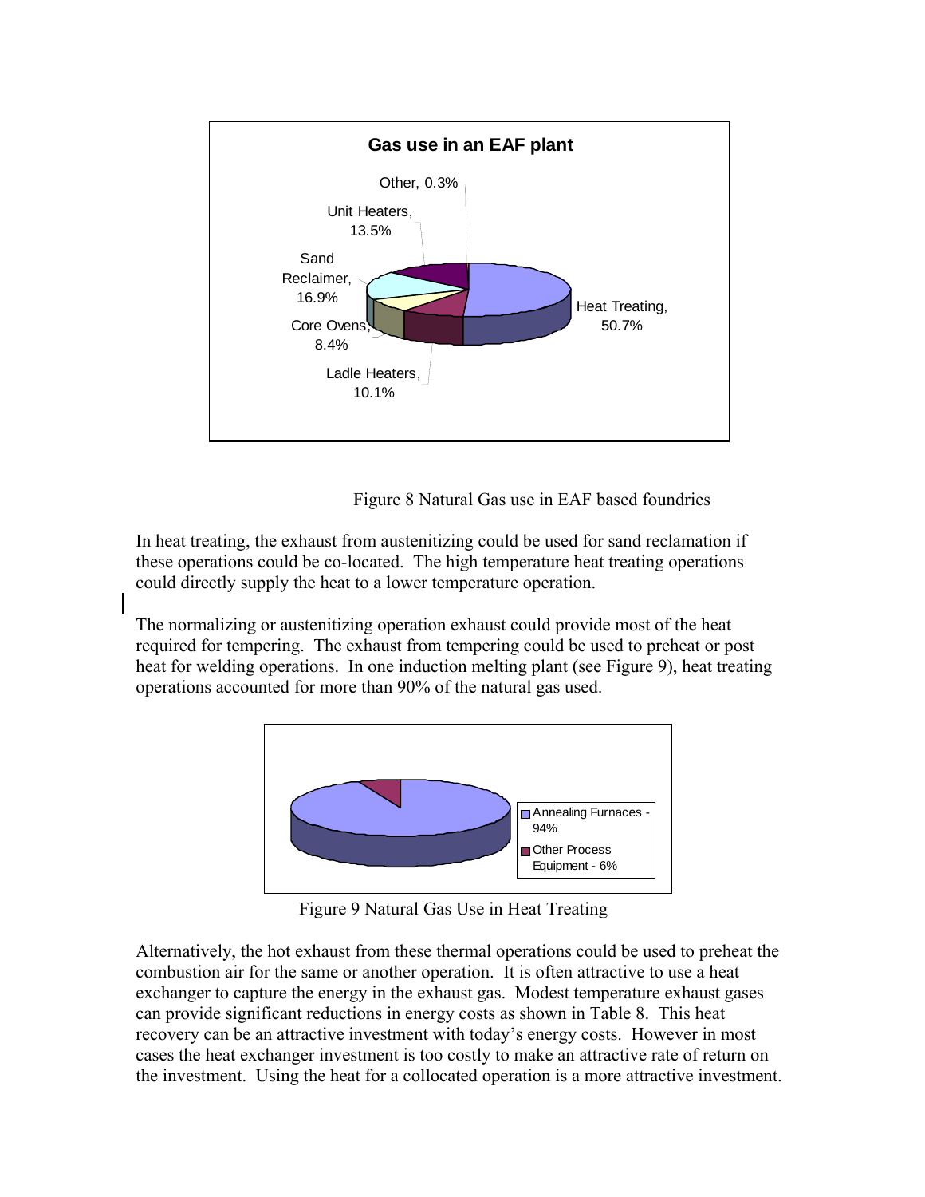Figure 8 Natural Gas use in EAF based foundries

In heat treating, the exhaust from austenitizing could be used for sand reclamation if these operations could be co-located. The high temperature heat treating operations could directly supply the heat to a lower temperature operation.

The normalizing or austenitizing operation exhaust could provide most of the heat required for tempering. The exhaust from tempering could be used to preheat or post heat for welding operations. In one induction melting plant (see Figure 9), heat treating operations accounted for more than 90% of the natural gas used.

Figure 9 Natural Gas Use in Heat Treating

Alternatively, the hot exhaust from these thermal operations could be used to preheat the combustion air for the same or another operation. It is often attractive to use a heat exchanger to capture the energy in the exhaust gas. Modest temperature exhaust gases can provide significant reductions in energy costs as shown in Table 8. This heat recovery can be an attractive investment with today's energy costs. However in most cases the heat exchanger investment is too costly to make an attractive rate of return on the investment. Using the heat for a collocated operation is a more attractive investment.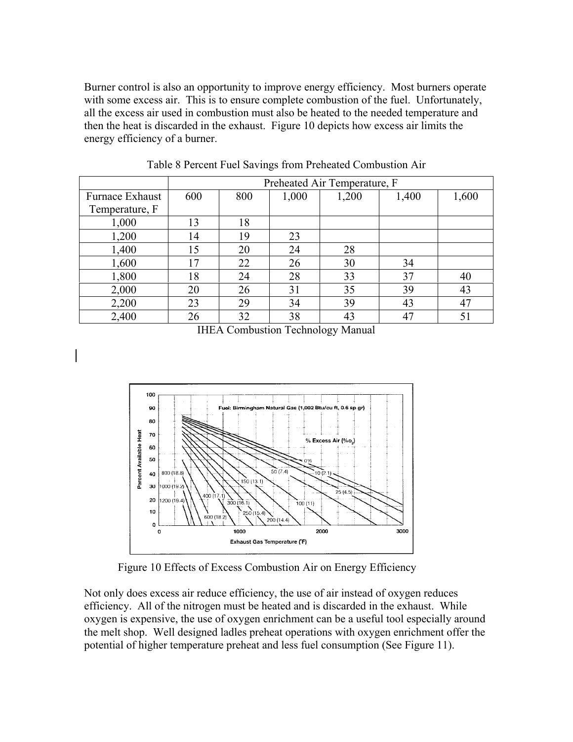Burner control is also an opportunity to improve energy efficiency. Most burners operate with some excess air. This is to ensure complete combustion of the fuel. Unfortunately, all the excess air used in combustion must also be heated to the needed temperature and then the heat is discarded in the exhaust. Figure 10 depicts how excess air limits the energy efficiency of a burner.

Table 8 Percent Fuel Savings from Preheated Combustion Air

| | Preheated Air Temperature, F | | | | | |
|---|---|---|---|---|---|---|
| Furnace Exhaust Temperature, F | 600 | 800 | 1,000 | 1,200 | 1,400 | 1,600 |
| 1,000 | 13 | 18 | | | | |
| 1,200 | 14 | 19 | 23 | | | |
| 1,400 | 15 | 20 | 24 | 28 | | |
| 1,600 | 17 | 22 | 26 | 30 | 34 | |
| 1,800 | 18 | 24 | 28 | 33 | 37 | 40 |
| 2,000 | 20 | 26 | 31 | 35 | 39 | 43 |
| 2,200 | 23 | 29 | 34 | 39 | 43 | 47 |
| 2,400 | 26 | 32 | 38 | 43 | 47 | 51 |

IHEA Combustion Technology Manual

Figure 10 Effects of Excess Combustion Air on Energy Efficiency

Not only does excess air reduce efficiency, the use of air instead of oxygen reduces efficiency. All of the nitrogen must be heated and is discarded in the exhaust. While oxygen is expensive, the use of oxygen enrichment can be a useful tool especially around the melt shop. Well designed ladles preheat operations with oxygen enrichment offer the potential of higher temperature preheat and less fuel consumption (See Figure 11).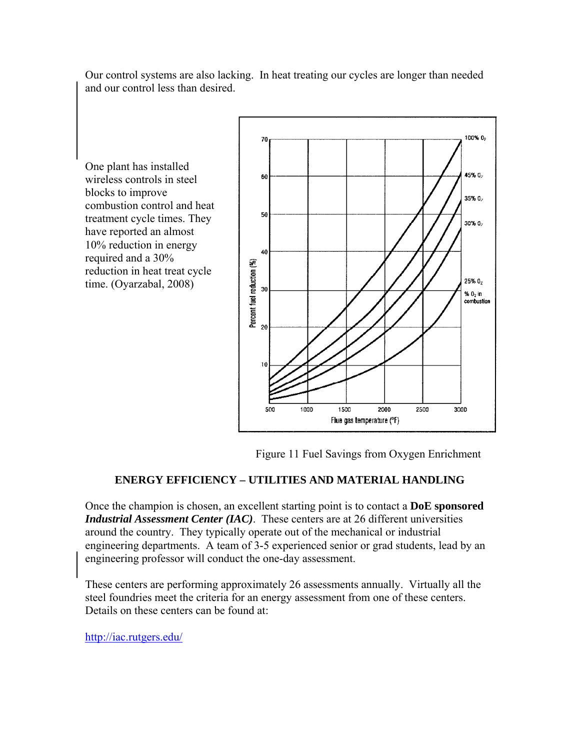Our control systems are also lacking. In heat treating our cycles are longer than needed and our control less than desired.

One plant has installed wireless controls in steel blocks to improve combustion control and heat treatment cycle times. They have reported an almost 10% reduction in energy required and a 30% reduction in heat treat cycle time. (Oyarzabal, 2008)

Figure 11 Fuel Savings from Oxygen Enrichment

## ENERGY EFFICIENCY – UTILITIES AND MATERIAL HANDLING

Once the champion is chosen, an excellent starting point is to contact a **DoE sponsored *Industrial Assessment Center (IAC)***. These centers are at 26 different universities around the country. They typically operate out of the mechanical or industrial engineering departments. A team of 3-5 experienced senior or grad students, lead by an engineering professor will conduct the one-day assessment.

These centers are performing approximately 26 assessments annually. Virtually all the steel foundries meet the criteria for an energy assessment from one of these centers. Details on these centers can be found at:

http://iac.rutgers.edu/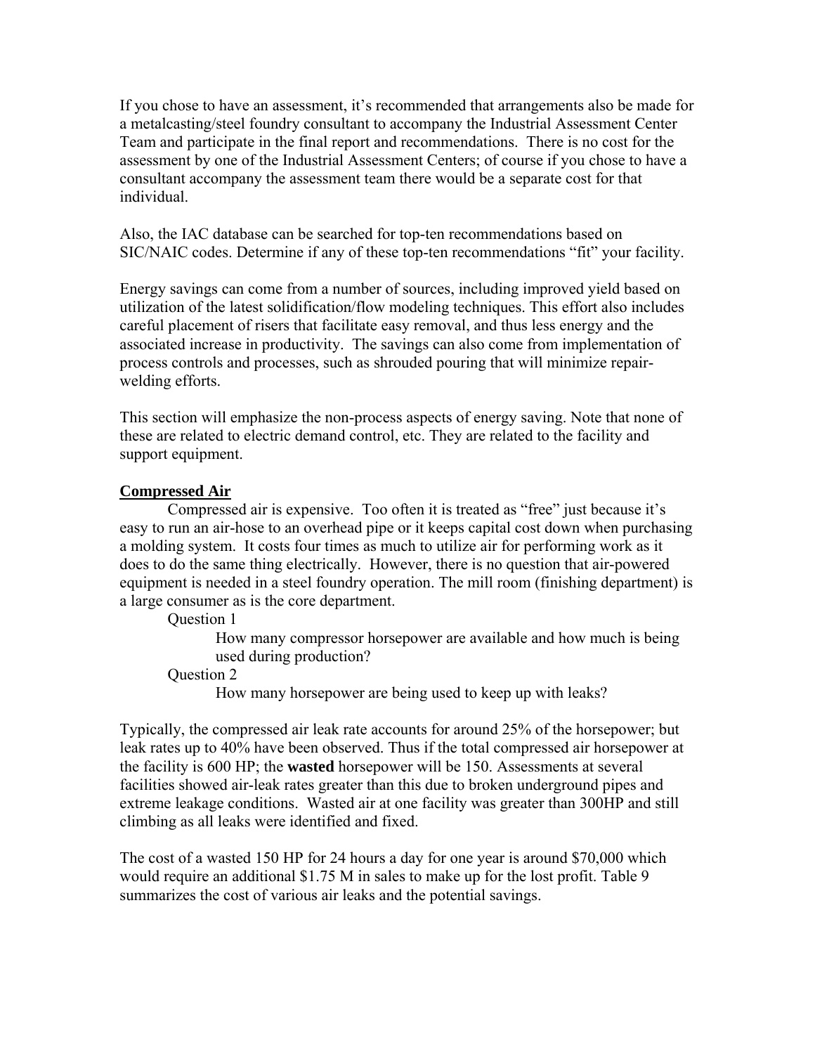If you chose to have an assessment, it's recommended that arrangements also be made for a metalcasting/steel foundry consultant to accompany the Industrial Assessment Center Team and participate in the final report and recommendations. There is no cost for the assessment by one of the Industrial Assessment Centers; of course if you chose to have a consultant accompany the assessment team there would be a separate cost for that individual.

Also, the IAC database can be searched for top-ten recommendations based on SIC/NAIC codes. Determine if any of these top-ten recommendations "fit" your facility.

Energy savings can come from a number of sources, including improved yield based on utilization of the latest solidification/flow modeling techniques. This effort also includes careful placement of risers that facilitate easy removal, and thus less energy and the associated increase in productivity. The savings can also come from implementation of process controls and processes, such as shrouded pouring that will minimize repair-welding efforts.

This section will emphasize the non-process aspects of energy saving. Note that none of these are related to electric demand control, etc. They are related to the facility and support equipment.

## Compressed Air

Compressed air is expensive. Too often it is treated as "free" just because it's easy to run an air-hose to an overhead pipe or it keeps capital cost down when purchasing a molding system. It costs four times as much to utilize air for performing work as it does to do the same thing electrically. However, there is no question that air-powered equipment is needed in a steel foundry operation. The mill room (finishing department) is a large consumer as is the core department.

Question 1

> How many compressor horsepower are available and how much is being used during production?

Question 2

> How many horsepower are being used to keep up with leaks?

Typically, the compressed air leak rate accounts for around 25% of the horsepower; but leak rates up to 40% have been observed. Thus if the total compressed air horsepower at the facility is 600 HP; the **wasted** horsepower will be 150. Assessments at several facilities showed air-leak rates greater than this due to broken underground pipes and extreme leakage conditions. Wasted air at one facility was greater than 300HP and still climbing as all leaks were identified and fixed.

The cost of a wasted 150 HP for 24 hours a day for one year is around $70,000 which would require an additional $1.75 M in sales to make up for the lost profit. Table 9 summarizes the cost of various air leaks and the potential savings.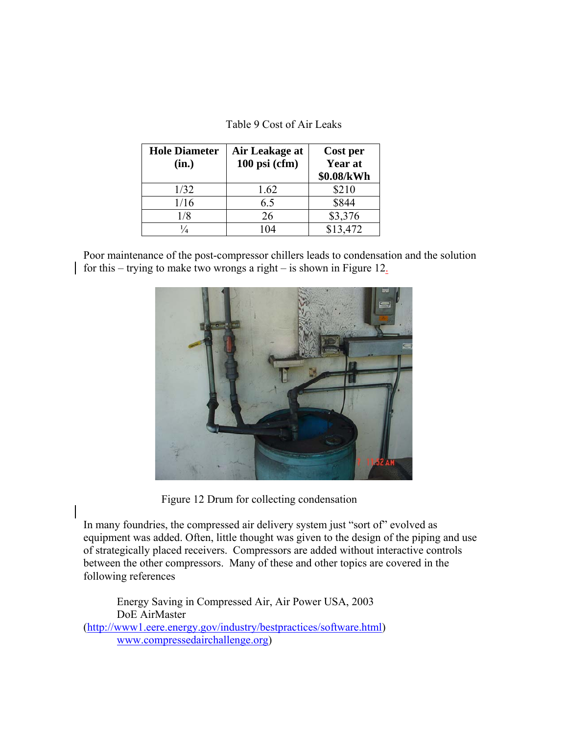Table 9 Cost of Air Leaks

| Hole Diameter (in.) | Air Leakage at 100 psi (cfm) | Cost per Year at $0.08/kWh |
|---|---|---|
| 1/32 | 1.62 | $210 |
| 1/16 | 6.5 | $844 |
| 1/8 | 26 | $3,376 |
| ¼ | 104 | $13,472 |

Poor maintenance of the post-compressor chillers leads to condensation and the solution for this – trying to make two wrongs a right – is shown in Figure 12.

Figure 12 Drum for collecting condensation

In many foundries, the compressed air delivery system just "sort of" evolved as equipment was added. Often, little thought was given to the design of the piping and use of strategically placed receivers. Compressors are added without interactive controls between the other compressors. Many of these and other topics are covered in the following references

Energy Saving in Compressed Air, Air Power USA, 2003
DoE AirMaster (http://www1.eere.energy.gov/industry/bestpractices/software.html)
www.compressedairchallenge.org)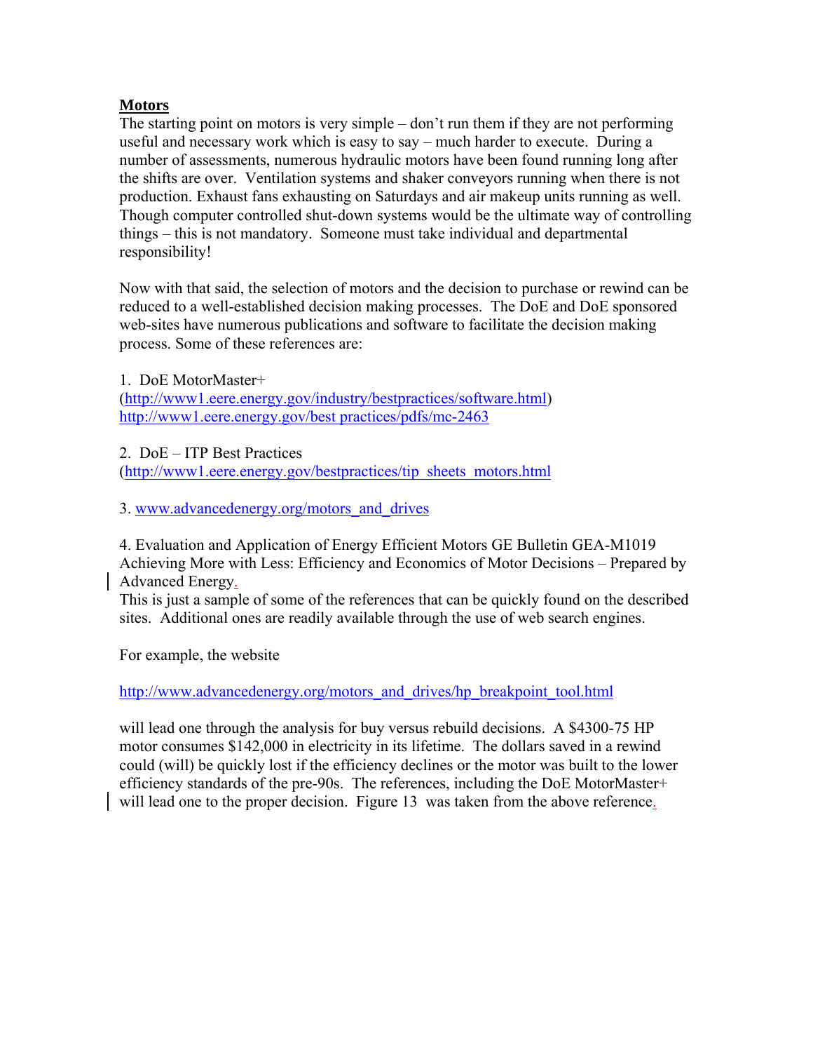## Motors

The starting point on motors is very simple – don't run them if they are not performing useful and necessary work which is easy to say – much harder to execute. During a number of assessments, numerous hydraulic motors have been found running long after the shifts are over. Ventilation systems and shaker conveyors running when there is not production. Exhaust fans exhausting on Saturdays and air makeup units running as well. Though computer controlled shut-down systems would be the ultimate way of controlling things – this is not mandatory. Someone must take individual and departmental responsibility!

Now with that said, the selection of motors and the decision to purchase or rewind can be reduced to a well-established decision making processes. The DoE and DoE sponsored web-sites have numerous publications and software to facilitate the decision making process. Some of these references are:

1. DoE MotorMaster+
(http://www1.eere.energy.gov/industry/bestpractices/software.html)
http://www1.eere.energy.gov/best practices/pdfs/mc-2463

2. DoE – ITP Best Practices
(http://www1.eere.energy.gov/bestpractices/tip_sheets_motors.html

3. www.advancedenergy.org/motors_and_drives

4. Evaluation and Application of Energy Efficient Motors GE Bulletin GEA-M1019
Achieving More with Less: Efficiency and Economics of Motor Decisions – Prepared by Advanced Energy.

This is just a sample of some of the references that can be quickly found on the described sites. Additional ones are readily available through the use of web search engines.

For example, the website

http://www.advancedenergy.org/motors_and_drives/hp_breakpoint_tool.html

will lead one through the analysis for buy versus rebuild decisions. A $4300-75 HP motor consumes $142,000 in electricity in its lifetime. The dollars saved in a rewind could (will) be quickly lost if the efficiency declines or the motor was built to the lower efficiency standards of the pre-90s. The references, including the DoE MotorMaster+ will lead one to the proper decision. Figure 13 was taken from the above reference.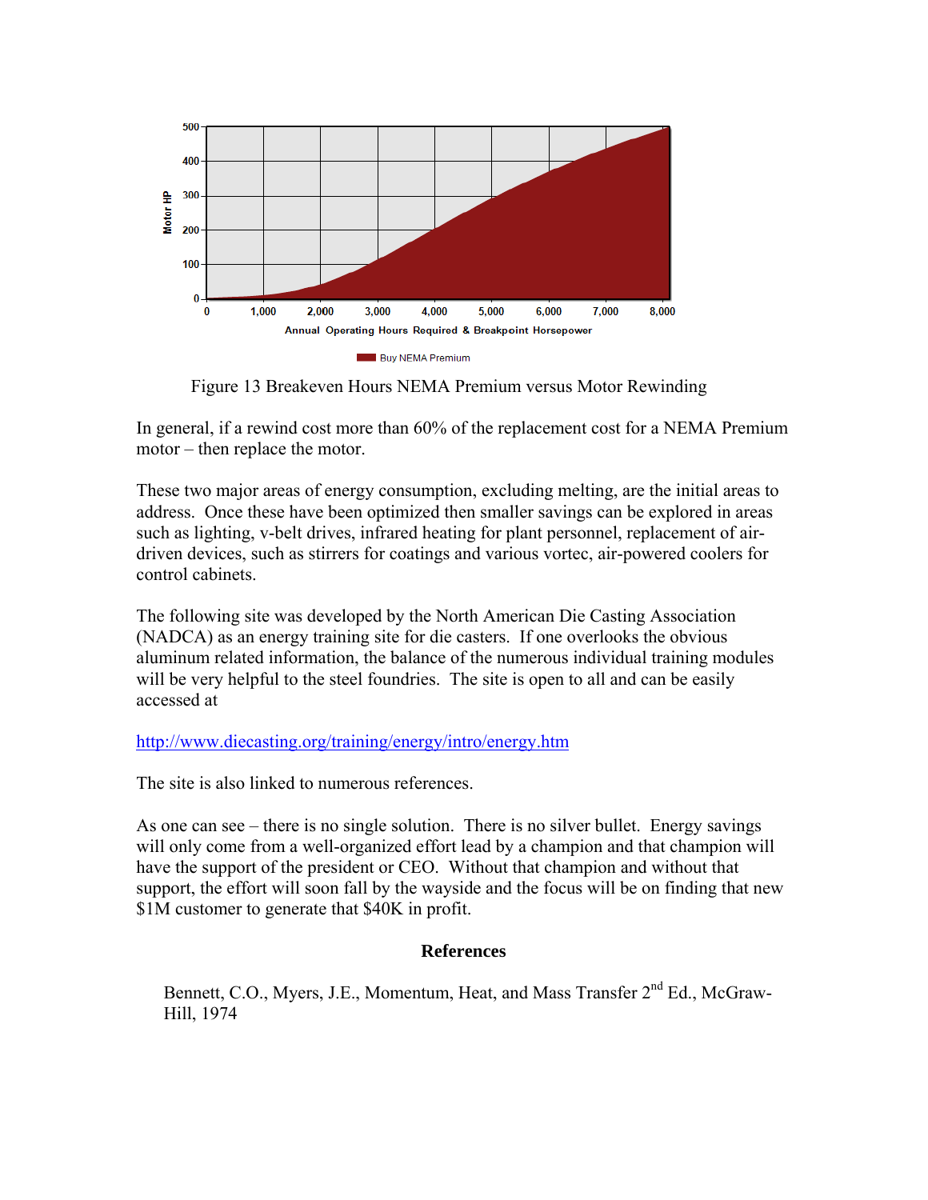Figure 13 Breakeven Hours NEMA Premium versus Motor Rewinding

In general, if a rewind cost more than 60% of the replacement cost for a NEMA Premium motor – then replace the motor.

These two major areas of energy consumption, excluding melting, are the initial areas to address. Once these have been optimized then smaller savings can be explored in areas such as lighting, v-belt drives, infrared heating for plant personnel, replacement of air-driven devices, such as stirrers for coatings and various vortec, air-powered coolers for control cabinets.

The following site was developed by the North American Die Casting Association (NADCA) as an energy training site for die casters. If one overlooks the obvious aluminum related information, the balance of the numerous individual training modules will be very helpful to the steel foundries. The site is open to all and can be easily accessed at

http://www.diecasting.org/training/energy/intro/energy.htm

The site is also linked to numerous references.

As one can see – there is no single solution. There is no silver bullet. Energy savings will only come from a well-organized effort lead by a champion and that champion will have the support of the president or CEO. Without that champion and without that support, the effort will soon fall by the wayside and the focus will be on finding that new $1M customer to generate that $40K in profit.

## References

Bennett, C.O., Myers, J.E., Momentum, Heat, and Mass Transfer 2nd Ed., McGraw-Hill, 1974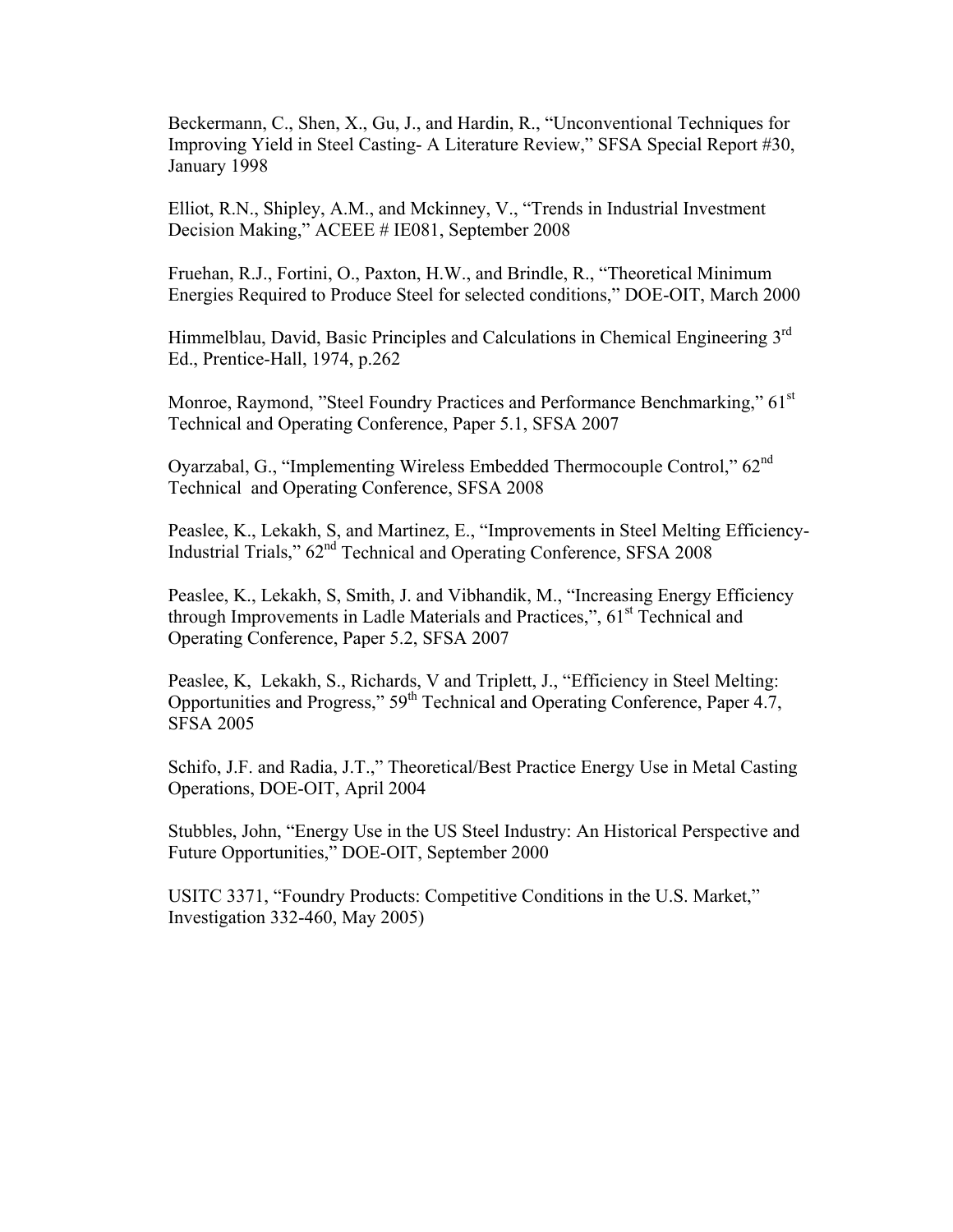Beckermann, C., Shen, X., Gu, J., and Hardin, R., "Unconventional Techniques for Improving Yield in Steel Casting- A Literature Review," SFSA Special Report #30, January 1998

Elliot, R.N., Shipley, A.M., and Mckinney, V., "Trends in Industrial Investment Decision Making," ACEEE # IE081, September 2008

Fruehan, R.J., Fortini, O., Paxton, H.W., and Brindle, R., "Theoretical Minimum Energies Required to Produce Steel for selected conditions," DOE-OIT, March 2000

Himmelblau, David, Basic Principles and Calculations in Chemical Engineering 3rd Ed., Prentice-Hall, 1974, p.262

Monroe, Raymond, "Steel Foundry Practices and Performance Benchmarking," 61st Technical and Operating Conference, Paper 5.1, SFSA 2007

Oyarzabal, G., "Implementing Wireless Embedded Thermocouple Control," 62nd Technical and Operating Conference, SFSA 2008

Peaslee, K., Lekakh, S, and Martinez, E., "Improvements in Steel Melting Efficiency- Industrial Trials," 62nd Technical and Operating Conference, SFSA 2008

Peaslee, K., Lekakh, S, Smith, J. and Vibhandik, M., "Increasing Energy Efficiency through Improvements in Ladle Materials and Practices,", 61st Technical and Operating Conference, Paper 5.2, SFSA 2007

Peaslee, K, Lekakh, S., Richards, V and Triplett, J., "Efficiency in Steel Melting: Opportunities and Progress," 59th Technical and Operating Conference, Paper 4.7, SFSA 2005

Schifo, J.F. and Radia, J.T.," Theoretical/Best Practice Energy Use in Metal Casting Operations, DOE-OIT, April 2004

Stubbles, John, "Energy Use in the US Steel Industry: An Historical Perspective and Future Opportunities," DOE-OIT, September 2000

USITC 3371, "Foundry Products: Competitive Conditions in the U.S. Market," Investigation 332-460, May 2005)